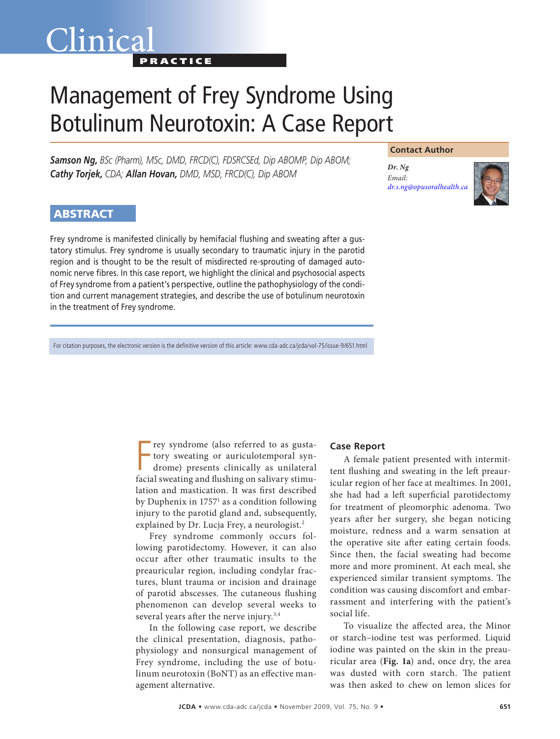Clinical

PRACTICE

# Management of Frey Syndrome Using Botulinum Neurotoxin: A Case Report

***Samson Ng,*** *BSc (Pharm), MSc, DMD, FRCD(C), FDSRCSEd, Dip ABOMP, Dip ABOM;* ***Cathy Torjek,*** *CDA;* ***Allan Hovan,*** *DMD, MSD, FRCD(C), Dip ABOM*

**Contact Author**

***Dr. Ng***
*Email:*
*dr.s.ng@opusoralhealth.ca*

## ABSTRACT

Frey syndrome is manifested clinically by hemifacial flushing and sweating after a gustatory stimulus. Frey syndrome is usually secondary to traumatic injury in the parotid region and is thought to be the result of misdirected re-sprouting of damaged autonomic nerve fibres. In this case report, we highlight the clinical and psychosocial aspects of Frey syndrome from a patient's perspective, outline the pathophysiology of the condition and current management strategies, and describe the use of botulinum neurotoxin in the treatment of Frey syndrome.

For citation purposes, the electronic version is the definitive version of this article: www.cda-adc.ca/jcda/vol-75/issue-9/651.html

Frey syndrome (also referred to as gustatory sweating or auriculotemporal syndrome) presents clinically as unilateral facial sweating and flushing on salivary stimulation and mastication. It was first described by Duphenix in 1757[1] as a condition following injury to the parotid gland and, subsequently, explained by Dr. Lucja Frey, a neurologist.[2]

Frey syndrome commonly occurs following parotidectomy. However, it can also occur after other traumatic insults to the preauricular region, including condylar fractures, blunt trauma or incision and drainage of parotid abscesses. The cutaneous flushing phenomenon can develop several weeks to several years after the nerve injury.[3,4]

In the following case report, we describe the clinical presentation, diagnosis, pathophysiology and nonsurgical management of Frey syndrome, including the use of botulinum neurotoxin (BoNT) as an effective management alternative.

### Case Report

A female patient presented with intermittent flushing and sweating in the left preauricular region of her face at mealtimes. In 2001, she had had a left superficial parotidectomy for treatment of pleomorphic adenoma. Two years after her surgery, she began noticing moisture, redness and a warm sensation at the operative site after eating certain foods. Since then, the facial sweating had become more and more prominent. At each meal, she experienced similar transient symptoms. The condition was causing discomfort and embarrassment and interfering with the patient's social life.

To visualize the affected area, the Minor or starch–iodine test was performed. Liquid iodine was painted on the skin in the preauricular area (**Fig. 1a**) and, once dry, the area was dusted with corn starch. The patient was then asked to chew on lemon slices for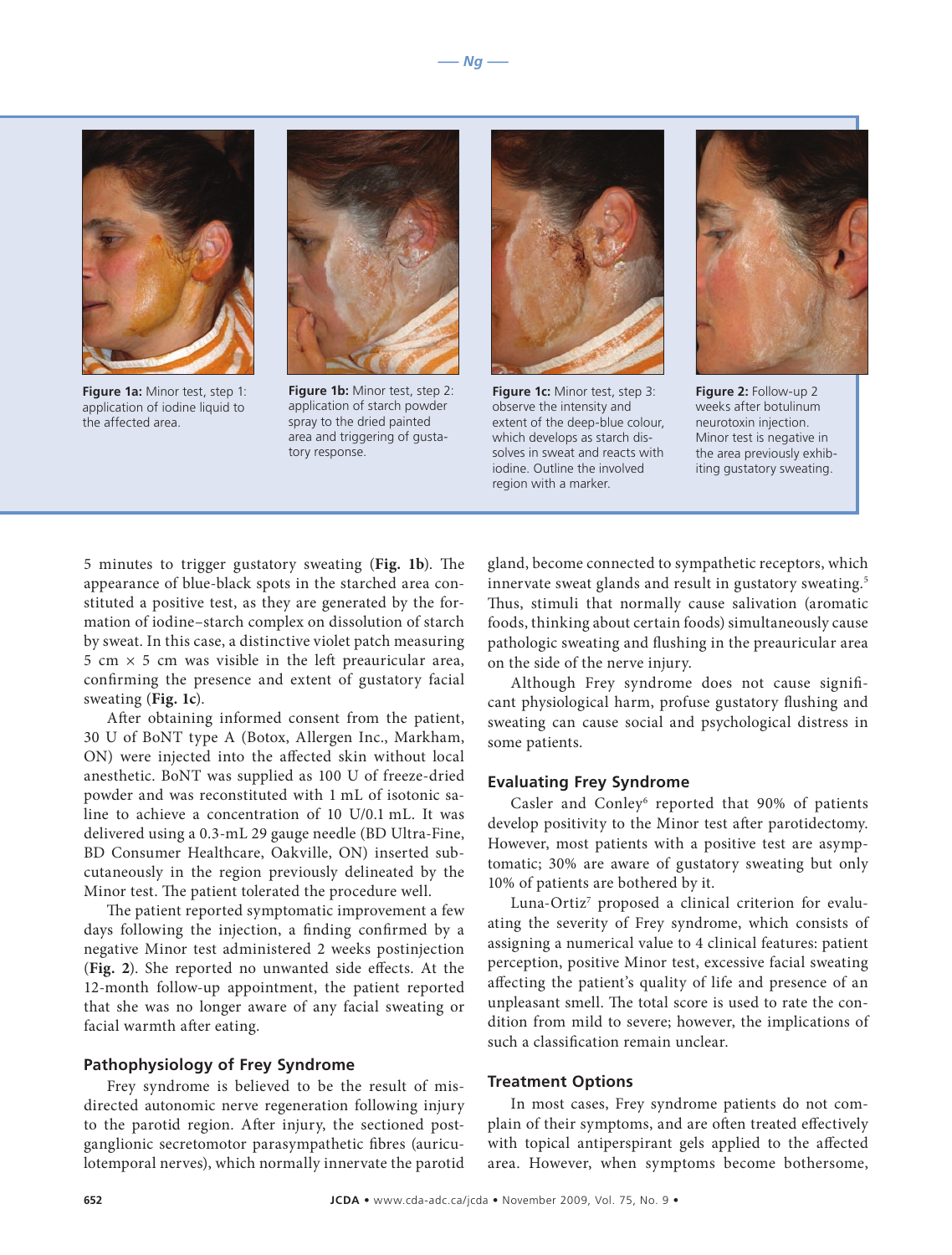**Figure 1a:** Minor test, step 1: application of iodine liquid to the affected area.

**Figure 1b:** Minor test, step 2: application of starch powder spray to the dried painted area and triggering of gustatory response.

**Figure 1c:** Minor test, step 3: observe the intensity and extent of the deep-blue colour, which develops as starch dissolves in sweat and reacts with iodine. Outline the involved region with a marker.

**Figure 2:** Follow-up 2 weeks after botulinum neurotoxin injection. Minor test is negative in the area previously exhibiting gustatory sweating.

5 minutes to trigger gustatory sweating (**Fig. 1b**). The appearance of blue-black spots in the starched area constituted a positive test, as they are generated by the formation of iodine–starch complex on dissolution of starch by sweat. In this case, a distinctive violet patch measuring 5 cm × 5 cm was visible in the left preauricular area, confirming the presence and extent of gustatory facial sweating (**Fig. 1c**).

After obtaining informed consent from the patient, 30 U of BoNT type A (Botox, Allergen Inc., Markham, ON) were injected into the affected skin without local anesthetic. BoNT was supplied as 100 U of freeze-dried powder and was reconstituted with 1 mL of isotonic saline to achieve a concentration of 10 U/0.1 mL. It was delivered using a 0.3-mL 29 gauge needle (BD Ultra-Fine, BD Consumer Healthcare, Oakville, ON) inserted subcutaneously in the region previously delineated by the Minor test. The patient tolerated the procedure well.

The patient reported symptomatic improvement a few days following the injection, a finding confirmed by a negative Minor test administered 2 weeks postinjection (**Fig. 2**). She reported no unwanted side effects. At the 12-month follow-up appointment, the patient reported that she was no longer aware of any facial sweating or facial warmth after eating.

## Pathophysiology of Frey Syndrome

Frey syndrome is believed to be the result of misdirected autonomic nerve regeneration following injury to the parotid region. After injury, the sectioned postganglionic secretomotor parasympathetic fibres (auriculotemporal nerves), which normally innervate the parotid gland, become connected to sympathetic receptors, which innervate sweat glands and result in gustatory sweating.[5] Thus, stimuli that normally cause salivation (aromatic foods, thinking about certain foods) simultaneously cause pathologic sweating and flushing in the preauricular area on the side of the nerve injury.

Although Frey syndrome does not cause significant physiological harm, profuse gustatory flushing and sweating can cause social and psychological distress in some patients.

## Evaluating Frey Syndrome

Casler and Conley[6] reported that 90% of patients develop positivity to the Minor test after parotidectomy. However, most patients with a positive test are asymptomatic; 30% are aware of gustatory sweating but only 10% of patients are bothered by it.

Luna-Ortiz[7] proposed a clinical criterion for evaluating the severity of Frey syndrome, which consists of assigning a numerical value to 4 clinical features: patient perception, positive Minor test, excessive facial sweating affecting the patient's quality of life and presence of an unpleasant smell. The total score is used to rate the condition from mild to severe; however, the implications of such a classification remain unclear.

## Treatment Options

In most cases, Frey syndrome patients do not complain of their symptoms, and are often treated effectively with topical antiperspirant gels applied to the affected area. However, when symptoms become bothersome,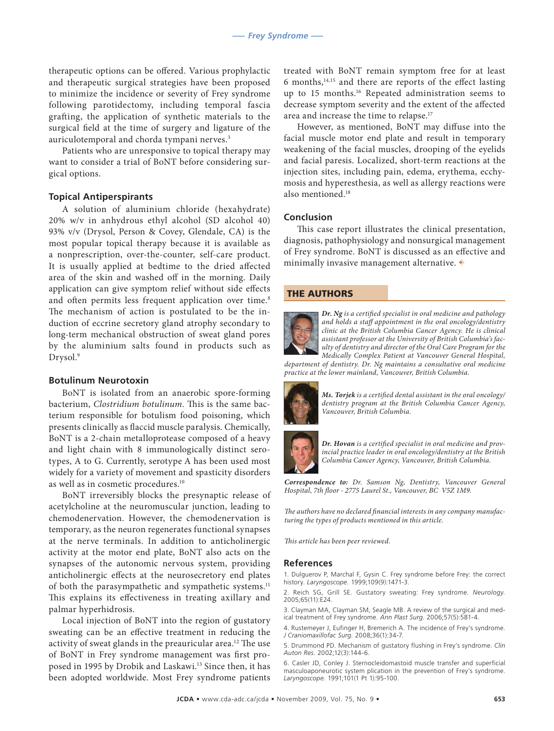therapeutic options can be offered. Various prophylactic and therapeutic surgical strategies have been proposed to minimize the incidence or severity of Frey syndrome following parotidectomy, including temporal fascia grafting, the application of synthetic materials to the surgical field at the time of surgery and ligature of the auriculotemporal and chorda tympani nerves.[3]

Patients who are unresponsive to topical therapy may want to consider a trial of BoNT before considering surgical options.

### Topical Antiperspirants

A solution of aluminium chloride (hexahydrate) 20% w/v in anhydrous ethyl alcohol (SD alcohol 40) 93% v/v (Drysol, Person & Covey, Glendale, CA) is the most popular topical therapy because it is available as a nonprescription, over-the-counter, self-care product. It is usually applied at bedtime to the dried affected area of the skin and washed off in the morning. Daily application can give symptom relief without side effects and often permits less frequent application over time.[8] The mechanism of action is postulated to be the induction of eccrine secretory gland atrophy secondary to long-term mechanical obstruction of sweat gland pores by the aluminium salts found in products such as Drysol.[9]

### Botulinum Neurotoxin

BoNT is isolated from an anaerobic spore-forming bacterium, *Clostridium botulinum*. This is the same bacterium responsible for botulism food poisoning, which presents clinically as flaccid muscle paralysis. Chemically, BoNT is a 2-chain metalloprotease composed of a heavy and light chain with 8 immunologically distinct serotypes, A to G. Currently, serotype A has been used most widely for a variety of movement and spasticity disorders as well as in cosmetic procedures.[10]

BoNT irreversibly blocks the presynaptic release of acetylcholine at the neuromuscular junction, leading to chemodenervation. However, the chemodenervation is temporary, as the neuron regenerates functional synapses at the nerve terminals. In addition to anticholinergic activity at the motor end plate, BoNT also acts on the synapses of the autonomic nervous system, providing anticholinergic effects at the neurosecretory end plates of both the parasympathetic and sympathetic systems.[11] This explains its effectiveness in treating axillary and palmar hyperhidrosis.

Local injection of BoNT into the region of gustatory sweating can be an effective treatment in reducing the activity of sweat glands in the preauricular area.[12] The use of BoNT in Frey syndrome management was first proposed in 1995 by Drobik and Laskawi.[13] Since then, it has been adopted worldwide. Most Frey syndrome patients treated with BoNT remain symptom free for at least 6 months,[14,15] and there are reports of the effect lasting up to 15 months.[16] Repeated administration seems to decrease symptom severity and the extent of the affected area and increase the time to relapse.[17]

However, as mentioned, BoNT may diffuse into the facial muscle motor end plate and result in temporary weakening of the facial muscles, drooping of the eyelids and facial paresis. Localized, short-term reactions at the injection sites, including pain, edema, erythema, ecchymosis and hyperesthesia, as well as allergy reactions were also mentioned.[18]

## Conclusion

This case report illustrates the clinical presentation, diagnosis, pathophysiology and nonsurgical management of Frey syndrome. BoNT is discussed as an effective and minimally invasive management alternative.

## THE AUTHORS

***Dr. Ng*** *is a certified specialist in oral medicine and pathology and holds a staff appointment in the oral oncology/dentistry clinic at the British Columbia Cancer Agency. He is clinical assistant professor at the University of British Columbia's faculty of dentistry and director of the Oral Care Program for the Medically Complex Patient at Vancouver General Hospital, department of dentistry. Dr. Ng maintains a consultative oral medicine practice at the lower mainland, Vancouver, British Columbia.*

***Ms. Torjek*** *is a certified dental assistant in the oral oncology/dentistry program at the British Columbia Cancer Agency, Vancouver, British Columbia.*

***Dr. Hovan*** *is a certified specialist in oral medicine and provincial practice leader in oral oncology/dentistry at the British Columbia Cancer Agency, Vancouver, British Columbia.*

***Correspondence to:*** *Dr. Samson Ng, Dentistry, Vancouver General Hospital, 7th floor - 2775 Laurel St., Vancouver, BC V5Z 1M9.*

*The authors have no declared financial interests in any company manufacturing the types of products mentioned in this article.*

*This article has been peer reviewed.*

## References

1. Dulguerov P, Marchal F, Gysin C. Frey syndrome before Frey: the correct history. *Laryngoscope.* 1999;109(9):1471-3.
2. Reich SG, Grill SE. Gustatory sweating: Frey syndrome. *Neurology.* 2005;65(11):E24.
3. Clayman MA, Clayman SM, Seagle MB. A review of the surgical and medical treatment of Frey syndrome. *Ann Plast Surg.* 2006;57(5):581-4.
4. Rustemeyer J, Eufinger H, Bremerich A. The incidence of Frey's syndrome. *J Craniomaxillofac Surg.* 2008;36(1):34-7.
5. Drummond PD. Mechanism of gustatory flushing in Frey's syndrome. *Clin Auton Res.* 2002;12(3):144-6.
6. Casler JD, Conley J. Sternocleidomastoid muscle transfer and superficial masculoaponeurotic system plication in the prevention of Frey's syndrome. *Laryngoscope.* 1991;101(1 Pt 1):95-100.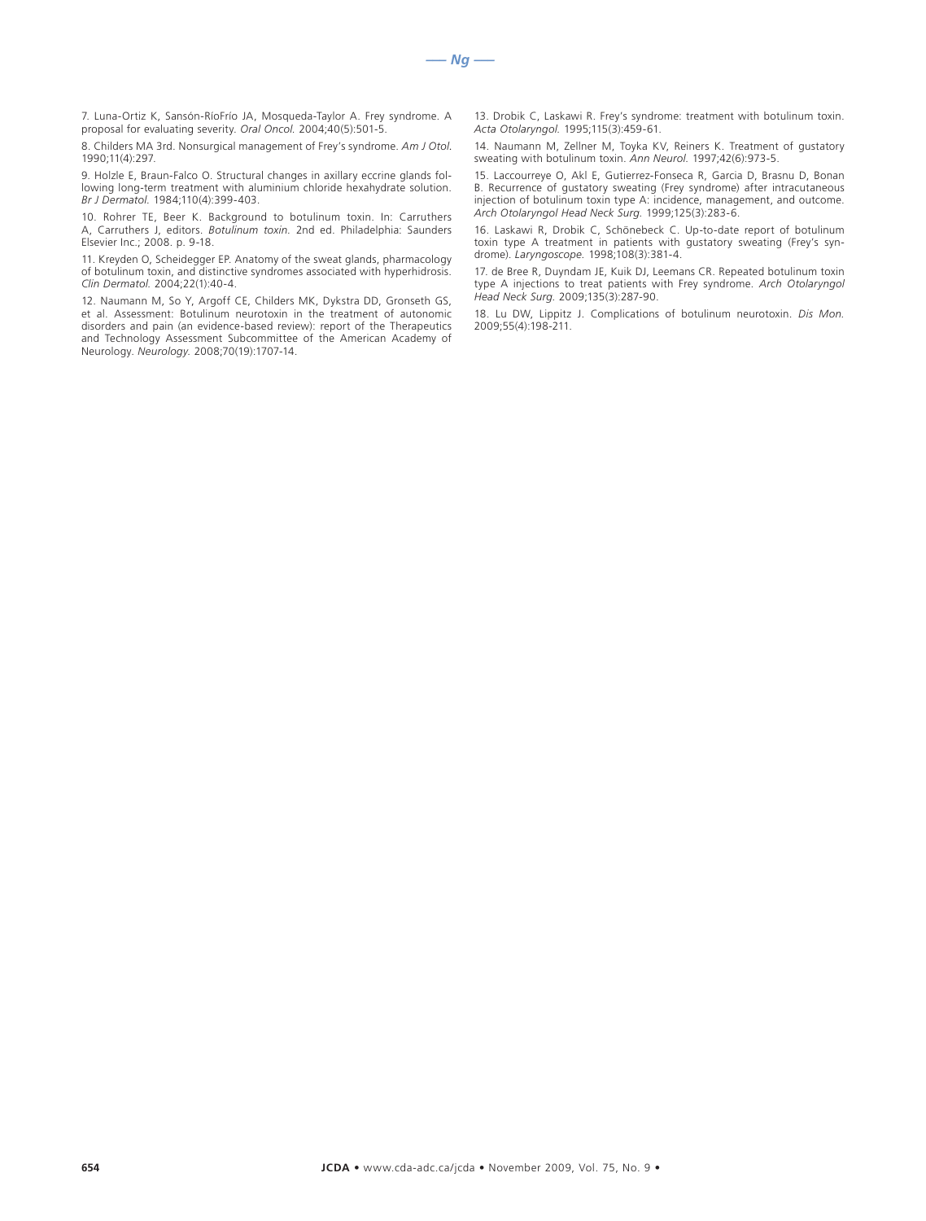7. Luna-Ortiz K, Sansón-RíoFrío JA, Mosqueda-Taylor A. Frey syndrome. A proposal for evaluating severity. *Oral Oncol.* 2004;40(5):501-5.

8. Childers MA 3rd. Nonsurgical management of Frey's syndrome. *Am J Otol.* 1990;11(4):297.

9. Holzle E, Braun-Falco O. Structural changes in axillary eccrine glands following long-term treatment with aluminium chloride hexahydrate solution. *Br J Dermatol.* 1984;110(4):399-403.

10. Rohrer TE, Beer K. Background to botulinum toxin. In: Carruthers A, Carruthers J, editors. *Botulinum toxin.* 2nd ed. Philadelphia: Saunders Elsevier Inc.; 2008. p. 9-18.

11. Kreyden O, Scheidegger EP. Anatomy of the sweat glands, pharmacology of botulinum toxin, and distinctive syndromes associated with hyperhidrosis. *Clin Dermatol.* 2004;22(1):40-4.

12. Naumann M, So Y, Argoff CE, Childers MK, Dykstra DD, Gronseth GS, et al. Assessment: Botulinum neurotoxin in the treatment of autonomic disorders and pain (an evidence-based review): report of the Therapeutics and Technology Assessment Subcommittee of the American Academy of Neurology. *Neurology.* 2008;70(19):1707-14.

13. Drobik C, Laskawi R. Frey's syndrome: treatment with botulinum toxin. *Acta Otolaryngol.* 1995;115(3):459-61.

14. Naumann M, Zellner M, Toyka KV, Reiners K. Treatment of gustatory sweating with botulinum toxin. *Ann Neurol.* 1997;42(6):973-5.

15. Laccourreye O, Akl E, Gutierrez-Fonseca R, Garcia D, Brasnu D, Bonan B. Recurrence of gustatory sweating (Frey syndrome) after intracutaneous injection of botulinum toxin type A: incidence, management, and outcome. *Arch Otolaryngol Head Neck Surg.* 1999;125(3):283-6.

16. Laskawi R, Drobik C, Schönebeck C. Up-to-date report of botulinum toxin type A treatment in patients with gustatory sweating (Frey's syndrome). *Laryngoscope.* 1998;108(3):381-4.

17. de Bree R, Duyndam JE, Kuik DJ, Leemans CR. Repeated botulinum toxin type A injections to treat patients with Frey syndrome. *Arch Otolaryngol Head Neck Surg.* 2009;135(3):287-90.

18. Lu DW, Lippitz J. Complications of botulinum neurotoxin. *Dis Mon.* 2009;55(4):198-211.